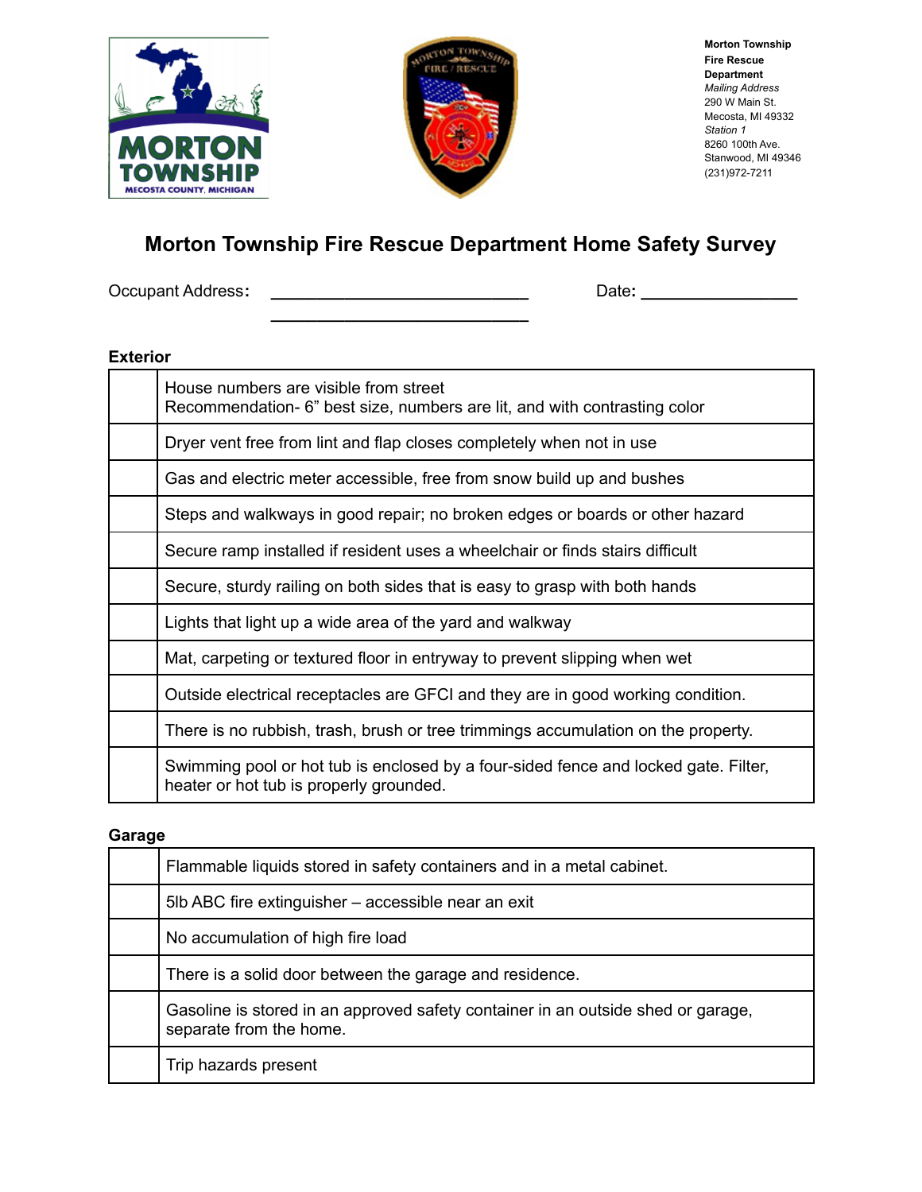Morton Township Fire Rescue Department
*Mailing Address*
290 W Main St.
Mecosta, MI 49332
*Station 1*
8260 100th Ave.
Stanwood, MI 49346
(231)972-7211

# Morton Township Fire Rescue Department Home Safety Survey

Occupant Address: ____________________________
____________________________

Date: _________________

**Exterior**

| | |
|---|---|
| | House numbers are visible from street<br>Recommendation- 6" best size, numbers are lit, and with contrasting color |
| | Dryer vent free from lint and flap closes completely when not in use |
| | Gas and electric meter accessible, free from snow build up and bushes |
| | Steps and walkways in good repair; no broken edges or boards or other hazard |
| | Secure ramp installed if resident uses a wheelchair or finds stairs difficult |
| | Secure, sturdy railing on both sides that is easy to grasp with both hands |
| | Lights that light up a wide area of the yard and walkway |
| | Mat, carpeting or textured floor in entryway to prevent slipping when wet |
| | Outside electrical receptacles are GFCI and they are in good working condition. |
| | There is no rubbish, trash, brush or tree trimmings accumulation on the property. |
| | Swimming pool or hot tub is enclosed by a four-sided fence and locked gate. Filter, heater or hot tub is properly grounded. |

**Garage**

| | |
|---|---|
| | Flammable liquids stored in safety containers and in a metal cabinet. |
| | 5lb ABC fire extinguisher – accessible near an exit |
| | No accumulation of high fire load |
| | There is a solid door between the garage and residence. |
| | Gasoline is stored in an approved safety container in an outside shed or garage, separate from the home. |
| | Trip hazards present |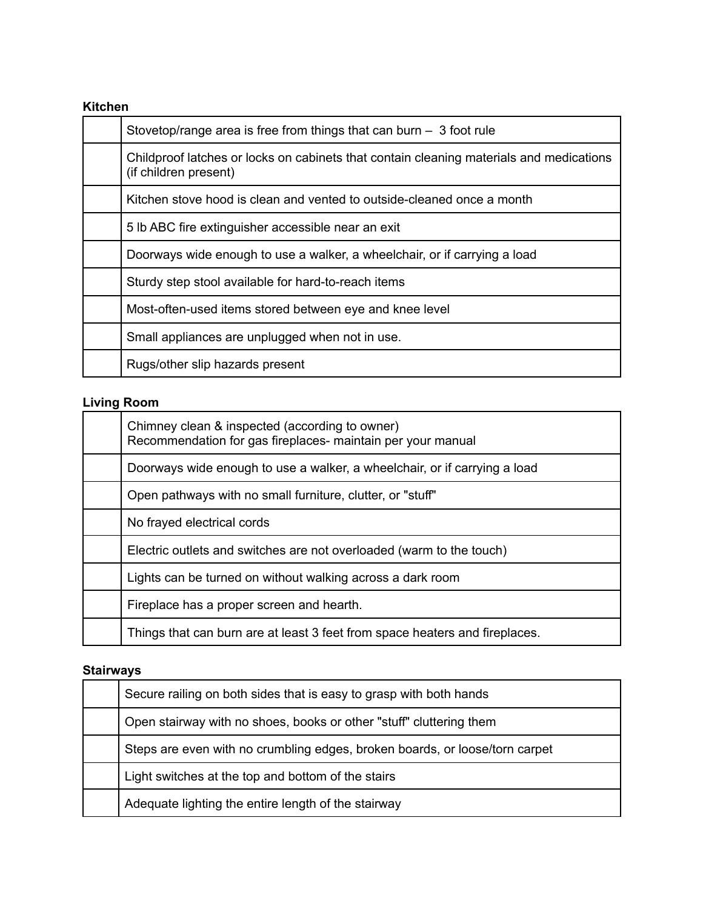**Kitchen**

| | |
|---|---|
| | Stovetop/range area is free from things that can burn – 3 foot rule |
| | Childproof latches or locks on cabinets that contain cleaning materials and medications (if children present) |
| | Kitchen stove hood is clean and vented to outside-cleaned once a month |
| | 5 lb ABC fire extinguisher accessible near an exit |
| | Doorways wide enough to use a walker, a wheelchair, or if carrying a load |
| | Sturdy step stool available for hard-to-reach items |
| | Most-often-used items stored between eye and knee level |
| | Small appliances are unplugged when not in use. |
| | Rugs/other slip hazards present |

**Living Room**

| | |
|---|---|
| | Chimney clean & inspected (according to owner)<br>Recommendation for gas fireplaces- maintain per your manual |
| | Doorways wide enough to use a walker, a wheelchair, or if carrying a load |
| | Open pathways with no small furniture, clutter, or "stuff" |
| | No frayed electrical cords |
| | Electric outlets and switches are not overloaded (warm to the touch) |
| | Lights can be turned on without walking across a dark room |
| | Fireplace has a proper screen and hearth. |
| | Things that can burn are at least 3 feet from space heaters and fireplaces. |

**Stairways**

| | |
|---|---|
| | Secure railing on both sides that is easy to grasp with both hands |
| | Open stairway with no shoes, books or other "stuff" cluttering them |
| | Steps are even with no crumbling edges, broken boards, or loose/torn carpet |
| | Light switches at the top and bottom of the stairs |
| | Adequate lighting the entire length of the stairway |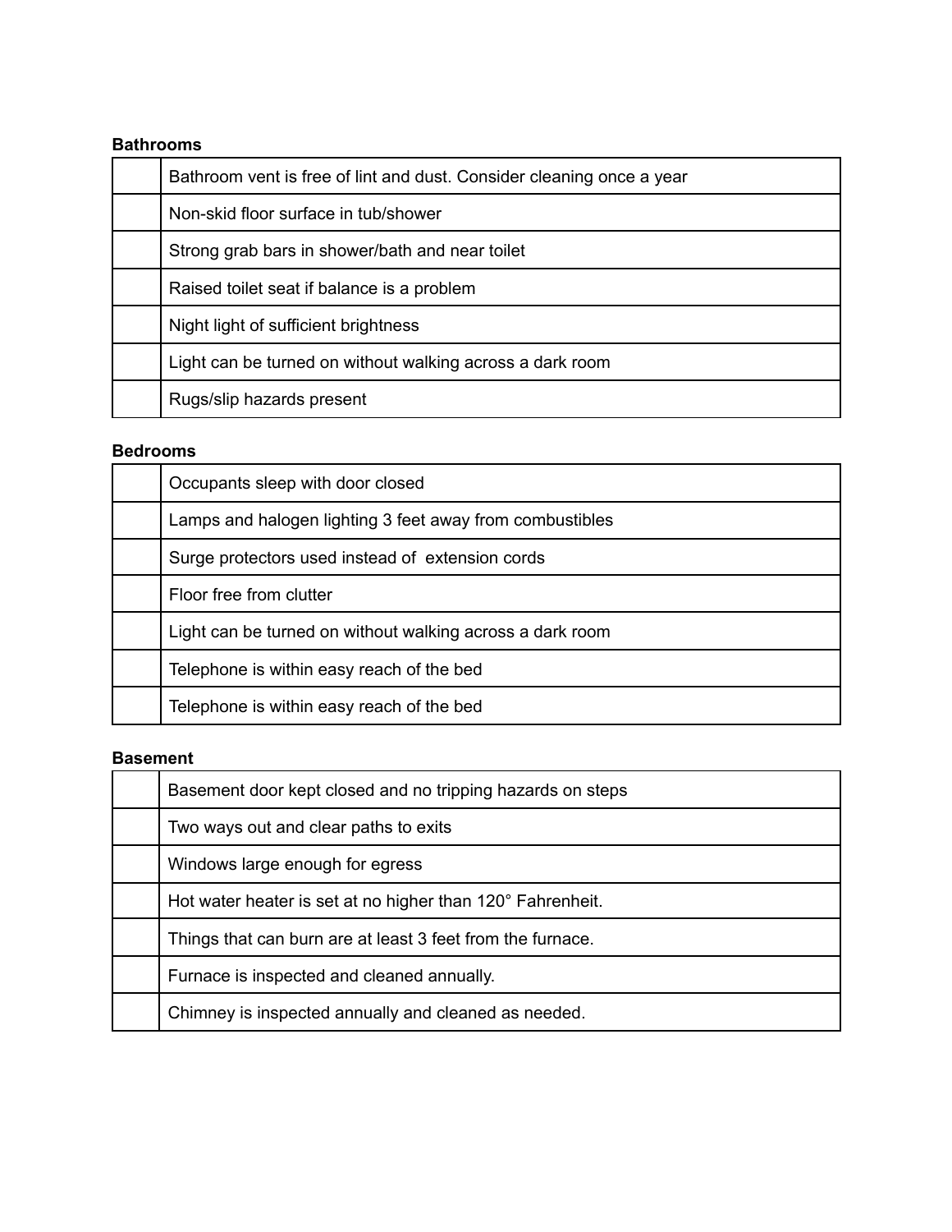**Bathrooms**

| | |
|---|---|
| | Bathroom vent is free of lint and dust. Consider cleaning once a year |
| | Non-skid floor surface in tub/shower |
| | Strong grab bars in shower/bath and near toilet |
| | Raised toilet seat if balance is a problem |
| | Night light of sufficient brightness |
| | Light can be turned on without walking across a dark room |
| | Rugs/slip hazards present |

**Bedrooms**

| | |
|---|---|
| | Occupants sleep with door closed |
| | Lamps and halogen lighting 3 feet away from combustibles |
| | Surge protectors used instead of extension cords |
| | Floor free from clutter |
| | Light can be turned on without walking across a dark room |
| | Telephone is within easy reach of the bed |
| | Telephone is within easy reach of the bed |

**Basement**

| | |
|---|---|
| | Basement door kept closed and no tripping hazards on steps |
| | Two ways out and clear paths to exits |
| | Windows large enough for egress |
| | Hot water heater is set at no higher than 120° Fahrenheit. |
| | Things that can burn are at least 3 feet from the furnace. |
| | Furnace is inspected and cleaned annually. |
| | Chimney is inspected annually and cleaned as needed. |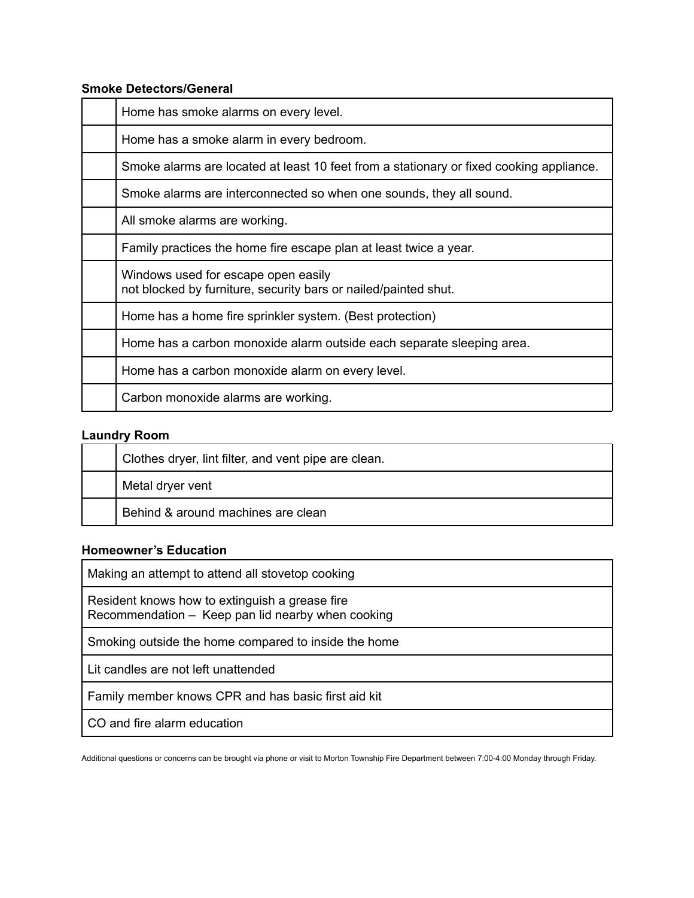**Smoke Detectors/General**

| | |
|---|---|
| | Home has smoke alarms on every level. |
| | Home has a smoke alarm in every bedroom. |
| | Smoke alarms are located at least 10 feet from a stationary or fixed cooking appliance. |
| | Smoke alarms are interconnected so when one sounds, they all sound. |
| | All smoke alarms are working. |
| | Family practices the home fire escape plan at least twice a year. |
| | Windows used for escape open easily<br>not blocked by furniture, security bars or nailed/painted shut. |
| | Home has a home fire sprinkler system. (Best protection) |
| | Home has a carbon monoxide alarm outside each separate sleeping area. |
| | Home has a carbon monoxide alarm on every level. |
| | Carbon monoxide alarms are working. |

**Laundry Room**

| | |
|---|---|
| | Clothes dryer, lint filter, and vent pipe are clean. |
| | Metal dryer vent |
| | Behind & around machines are clean |

**Homeowner's Education**

| |
|---|
| Making an attempt to attend all stovetop cooking |
| Resident knows how to extinguish a grease fire<br>Recommendation – Keep pan lid nearby when cooking |
| Smoking outside the home compared to inside the home |
| Lit candles are not left unattended |
| Family member knows CPR and has basic first aid kit |
| CO and fire alarm education |

Additional questions or concerns can be brought via phone or visit to Morton Township Fire Department between 7:00-4:00 Monday through Friday.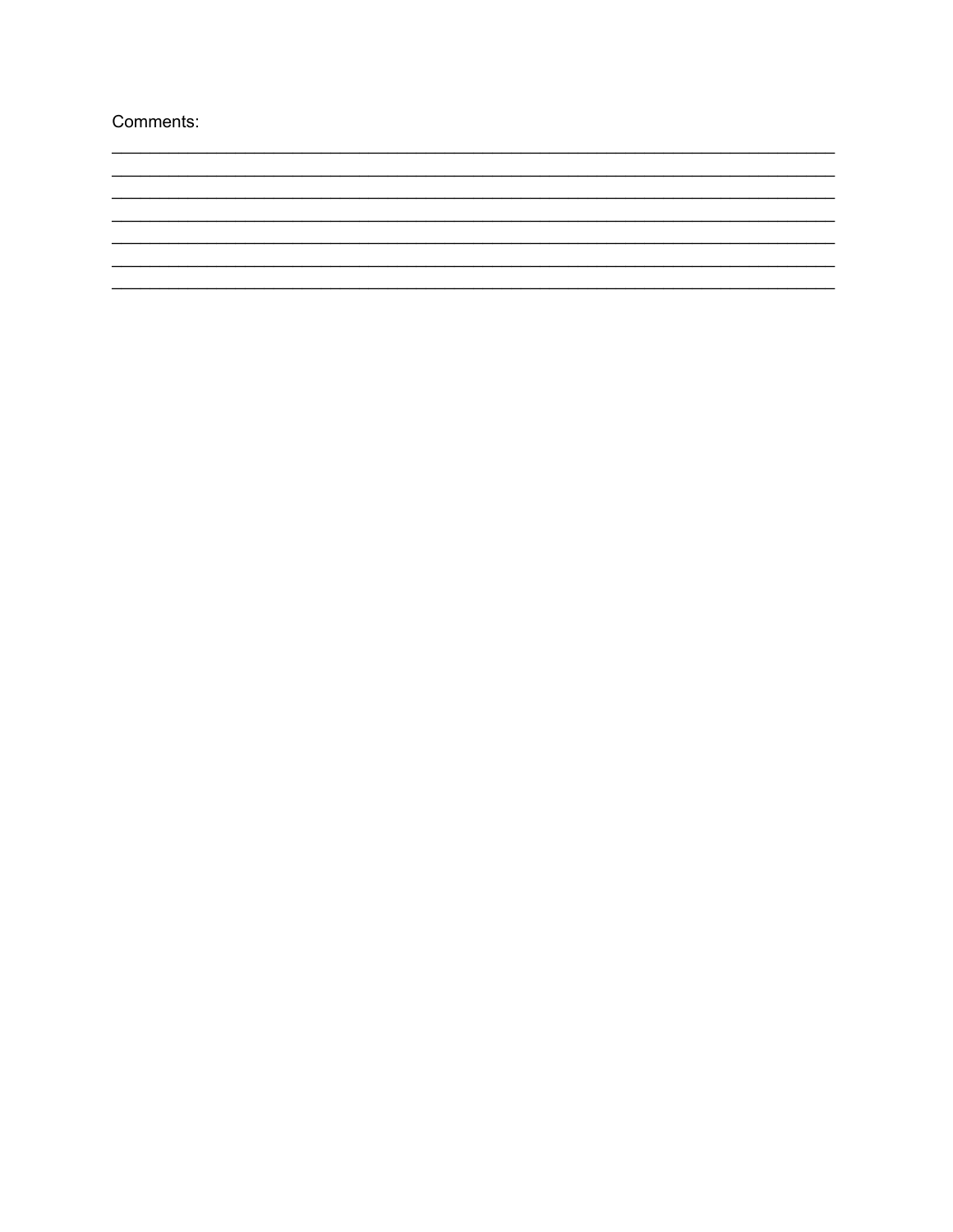Comments:

______________________________________________________________________________
______________________________________________________________________________
______________________________________________________________________________
______________________________________________________________________________
______________________________________________________________________________
______________________________________________________________________________
______________________________________________________________________________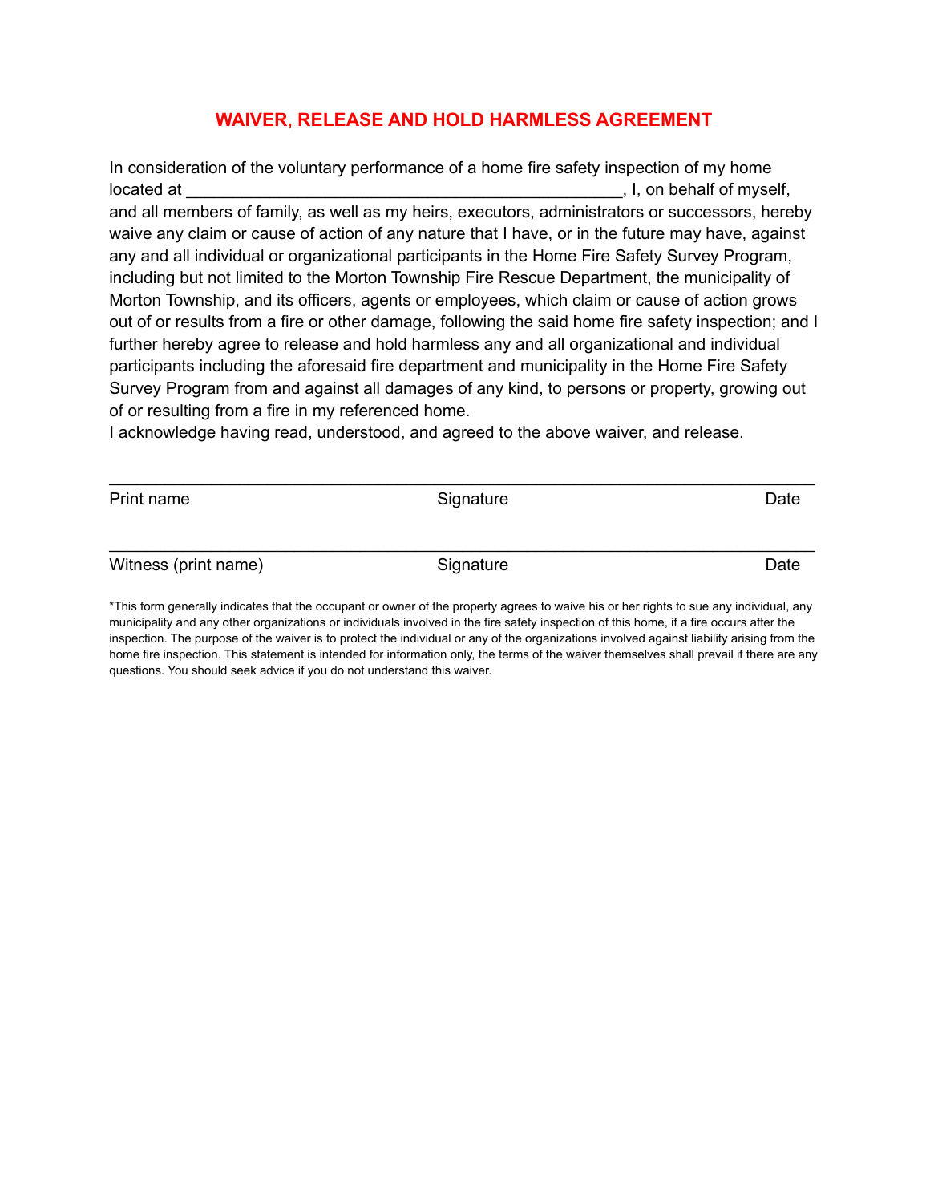## WAIVER, RELEASE AND HOLD HARMLESS AGREEMENT

In consideration of the voluntary performance of a home fire safety inspection of my home located at ______________________________________________, I, on behalf of myself, and all members of family, as well as my heirs, executors, administrators or successors, hereby waive any claim or cause of action of any nature that I have, or in the future may have, against any and all individual or organizational participants in the Home Fire Safety Survey Program, including but not limited to the Morton Township Fire Rescue Department, the municipality of Morton Township, and its officers, agents or employees, which claim or cause of action grows out of or results from a fire or other damage, following the said home fire safety inspection; and I further hereby agree to release and hold harmless any and all organizational and individual participants including the aforesaid fire department and municipality in the Home Fire Safety Survey Program from and against all damages of any kind, to persons or property, growing out of or resulting from a fire in my referenced home.

I acknowledge having read, understood, and agreed to the above waiver, and release.

_____________________________________________________________________________

Print name                    Signature                    Date

_____________________________________________________________________________

Witness (print name)                    Signature                    Date

*This form generally indicates that the occupant or owner of the property agrees to waive his or her rights to sue any individual, any municipality and any other organizations or individuals involved in the fire safety inspection of this home, if a fire occurs after the inspection. The purpose of the waiver is to protect the individual or any of the organizations involved against liability arising from the home fire inspection. This statement is intended for information only, the terms of the waiver themselves shall prevail if there are any questions. You should seek advice if you do not understand this waiver.